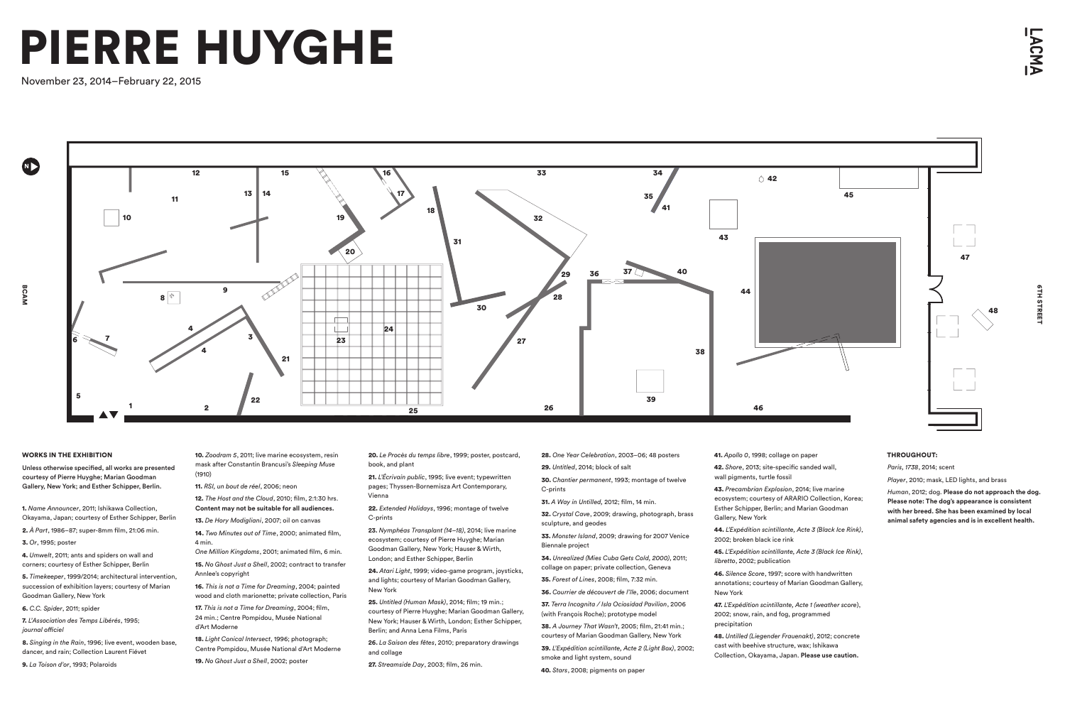# PIERRE HUYGHE

November 23, 2014–February 22, 2015

LACMA

BCAM

6TH STREET

### WORKS IN THE EXHIBITION

**Unless otherwise specified, all works are presented courtesy of Pierre Huyghe; Marian Goodman Gallery, New York; and Esther Schipper, Berlin.**

**1.** *Name Announcer*, 2011; Ishikawa Collection, Okayama, Japan; courtesy of Esther Schipper, Berlin

**2.** *À Part*, 1986–87; super-8mm film, 21:06 min.

**3.** *Or*, 1995; poster

**4.** *Umwelt*, 2011; ants and spiders on wall and corners; courtesy of Esther Schipper, Berlin

**5.** *Timekeeper*, 1999/2014; architectural intervention, succession of exhibition layers; courtesy of Marian Goodman Gallery, New York

**6.** *C.C. Spider*, 2011; spider

**7.** *L'Association des Temps Libérés*, 1995; *journal officiel*

**8.** *Singing in the Rain*, 1996; live event, wooden base, dancer, and rain; Collection Laurent Fiévet

**9.** *La Toison d'or*, 1993; Polaroids

**10.** *Zoodram 5*, 2011; live marine ecosystem, resin mask after Constantin Brancusi's *Sleeping Muse* (1910)

**11.** *RSI, un bout de réel*, 2006; neon

**12.** *The Host and the Cloud*, 2010; film, 2:1:30 hrs. **Content may not be suitable for all audiences.**

**13.** *De Hory Modigliani*, 2007; oil on canvas

**14.** *Two Minutes out of Time*, 2000; animated film, 4 min.
*One Million Kingdoms*, 2001; animated film, 6 min.

**15.** *No Ghost Just a Shell*, 2002; contract to transfer Annlee's copyright

**16.** *This is not a Time for Dreaming*, 2004; painted wood and cloth marionette; private collection, Paris

**17.** *This is not a Time for Dreaming*, 2004; film, 24 min.; Centre Pompidou, Musée National d'Art Moderne

**18.** *Light Conical Intersect*, 1996; photograph; Centre Pompidou, Musée National d'Art Moderne

**19.** *No Ghost Just a Shell*, 2002; poster

**20.** *Le Procès du temps libre*, 1999; poster, postcard, book, and plant

**21.** *L'Écrivain public*, 1995; live event; typewritten pages; Thyssen-Bornemisza Art Contemporary, Vienna

**22.** *Extended Holidays*, 1996; montage of twelve C-prints

**23.** *Nymphéas Transplant (14–18)*, 2014; live marine ecosystem; courtesy of Pierre Huyghe; Marian Goodman Gallery, New York; Hauser & Wirth, London; and Esther Schipper, Berlin

**24.** *Atari Light*, 1999; video-game program, joysticks, and lights; courtesy of Marian Goodman Gallery, New York

**25.** *Untitled (Human Mask)*, 2014; film; 19 min.; courtesy of Pierre Huyghe; Marian Goodman Gallery, New York; Hauser & Wirth, London; Esther Schipper, Berlin; and Anna Lena Films, Paris

**26.** *La Saison des fêtes*, 2010; preparatory drawings and collage

**27.** *Streamside Day*, 2003; film, 26 min.

**28.** *One Year Celebration*, 2003–06; 48 posters

**29.** *Untitled*, 2014; block of salt

**30.** *Chantier permanent*, 1993; montage of twelve C-prints

**31.** *A Way in Untilled*, 2012; film, 14 min.

**32.** *Crystal Cave*, 2009; drawing, photograph, brass sculpture, and geodes

**33.** *Monster Island*, 2009; drawing for 2007 Venice Biennale project

**34.** *Unrealized (Mies Cuba Gets Cold, 2000)*, 2011; collage on paper; private collection, Geneva

**35.** *Forest of Lines*, 2008; film, 7:32 min.

**36.** *Courrier de découvert de l'île*, 2006; document

**37.** *Terra Incognita / Isla Ociosidad Pavilion*, 2006 (with François Roche); prototype model

**38.** *A Journey That Wasn't*, 2005; film, 21:41 min.; courtesy of Marian Goodman Gallery, New York

**39.** *L'Expédition scintillante, Acte 2 (Light Box)*, 2002; smoke and light system, sound

**40.** *Stars*, 2008; pigments on paper

**41.** *Apollo 0*, 1998; collage on paper

**42.** *Shore*, 2013; site-specific sanded wall, wall pigments, turtle fossil

**43.** *Precambrian Explosion*, 2014; live marine ecosystem; courtesy of ARARIO Collection, Korea; Esther Schipper, Berlin; and Marian Goodman Gallery, New York

**44.** *L'Expédition scintillante, Acte 3 (Black Ice Rink)*, 2002; broken black ice rink

**45.** *L'Expédition scintillante, Acte 3 (Black Ice Rink)*, *libretto*, 2002; publication

**46.** *Silence Score*, 1997; score with handwritten annotations; courtesy of Marian Goodman Gallery, New York

**47.** *L'Expédition scintillante, Acte 1 (weather score)*, 2002; snow, rain, and fog, programmed precipitation

**48.** *Untilled (Liegender Frauenakt)*, 2012; concrete cast with beehive structure, wax; Ishikawa Collection, Okayama, Japan. **Please use caution.**

### THROUGHOUT:

*Paris, 1738*, 2014; scent

*Player*, 2010; mask, LED lights, and brass

*Human*, 2012; dog. **Please do not approach the dog. Please note: The dog's appearance is consistent with her breed. She has been examined by local animal safety agencies and is in excellent health.**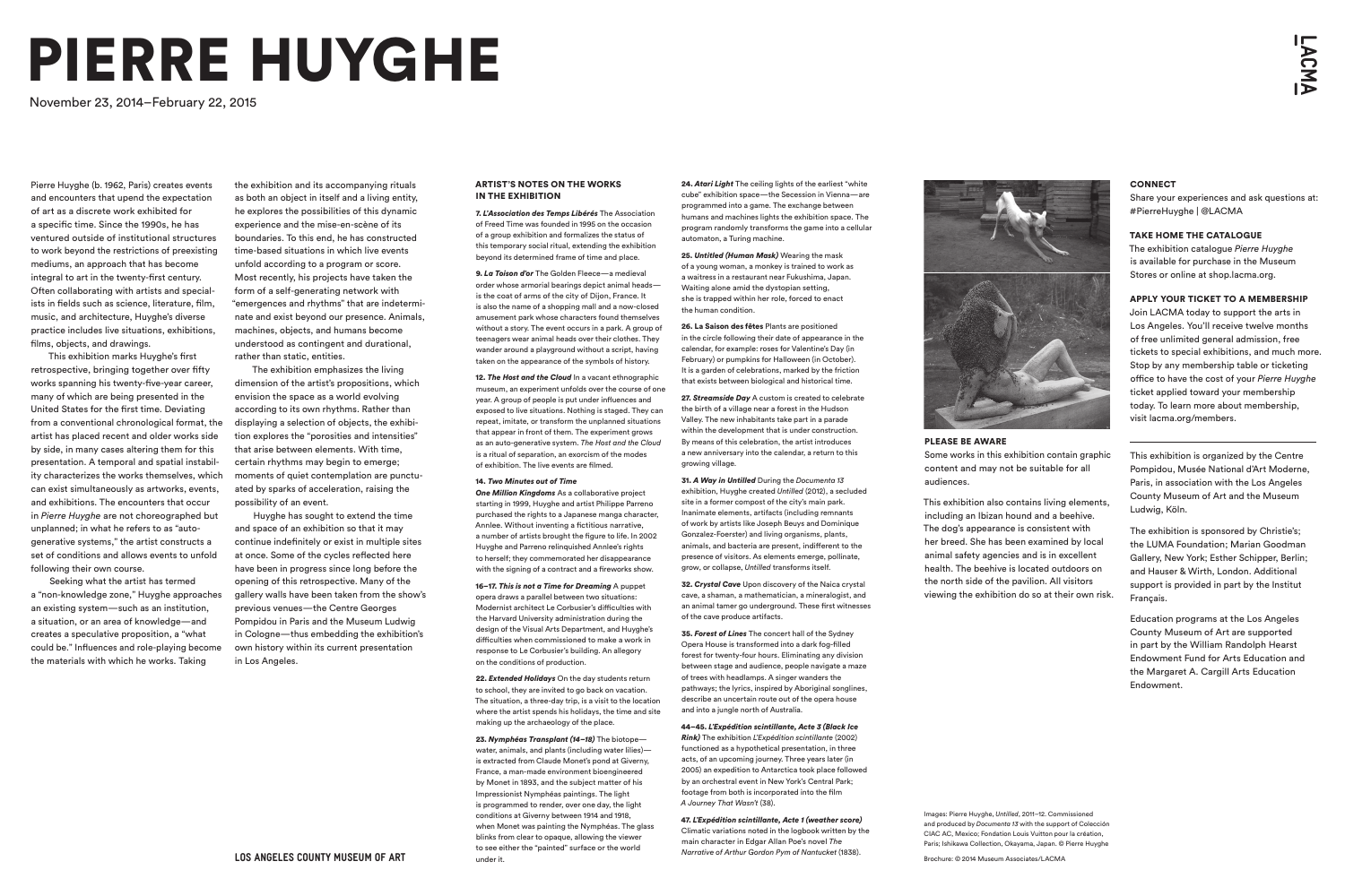# PIERRE HUYGHE

November 23, 2014–February 22, 2015

Pierre Huyghe (b. 1962, Paris) creates events and encounters that upend the expectation of art as a discrete work exhibited for a specific time. Since the 1990s, he has ventured outside of institutional structures to work beyond the restrictions of preexisting mediums, an approach that has become integral to art in the twenty-first century. Often collaborating with artists and specialists in fields such as science, literature, film, music, and architecture, Huyghe's diverse practice includes live situations, exhibitions, films, objects, and drawings.

This exhibition marks Huyghe's first retrospective, bringing together over fifty works spanning his twenty-five-year career, many of which are being presented in the United States for the first time. Deviating from a conventional chronological format, the artist has placed recent and older works side by side, in many cases altering them for this presentation. A temporal and spatial instability characterizes the works themselves, which can exist simultaneously as artworks, events, and exhibitions. The encounters that occur in *Pierre Huyghe* are not choreographed but unplanned; in what he refers to as "auto-generative systems," the artist constructs a set of conditions and allows events to unfold following their own course.

Seeking what the artist has termed a "non-knowledge zone," Huyghe approaches an existing system—such as an institution, a situation, or an area of knowledge—and creates a speculative proposition, a "what could be." Influences and role-playing become the materials with which he works. Taking the exhibition and its accompanying rituals as both an object in itself and a living entity, he explores the possibilities of this dynamic experience and the mise-en-scène of its boundaries. To this end, he has constructed time-based situations in which live events unfold according to a program or score. Most recently, his projects have taken the form of a self-generating network with "emergences and rhythms" that are indeterminate and exist beyond our presence. Animals, machines, objects, and humans become understood as contingent and durational, rather than static, entities.

The exhibition emphasizes the living dimension of the artist's propositions, which envision the space as a world evolving according to its own rhythms. Rather than displaying a selection of objects, the exhibition explores the "porosities and intensities" that arise between elements. With time, certain rhythms may begin to emerge; moments of quiet contemplation are punctuated by sparks of acceleration, raising the possibility of an event.

Huyghe has sought to extend the time and space of an exhibition so that it may continue indefinitely or exist in multiple sites at once. Some of the cycles reflected here have been in progress since long before the opening of this retrospective. Many of the gallery walls have been taken from the show's previous venues—the Centre Georges Pompidou in Paris and the Museum Ludwig in Cologne—thus embedding the exhibition's own history within its current presentation in Los Angeles.

LOS ANGELES COUNTY MUSEUM OF ART

### ARTIST'S NOTES ON THE WORKS IN THE EXHIBITION

**7. *L'Association des Temps Libérés*** The Association of Freed Time was founded in 1995 on the occasion of a group exhibition and formalizes the status of this temporary social ritual, extending the exhibition beyond its determined frame of time and place.

**9. *La Toison d'or*** The Golden Fleece—a medieval order whose armorial bearings depict animal heads—is the coat of arms of the city of Dijon, France. It is also the name of a shopping mall and a now-closed amusement park whose characters found themselves without a story. The event occurs in a park. A group of teenagers wear animal heads over their clothes. They wander around a playground without a script, having taken on the appearance of the symbols of history.

**12. *The Host and the Cloud*** In a vacant ethnographic museum, an experiment unfolds over the course of one year. A group of people is put under influences and exposed to live situations. Nothing is staged. They can repeat, imitate, or transform the unplanned situations that appear in front of them. The experiment grows as an auto-generative system. *The Host and the Cloud* is a ritual of separation, an exorcism of the modes of exhibition. The live events are filmed.

**14. *Two Minutes out of Time***

***One Million Kingdoms*** As a collaborative project starting in 1999, Huyghe and artist Philippe Parreno purchased the rights to a Japanese manga character, Annlee. Without inventing a fictitious narrative, a number of artists brought the figure to life. In 2002 Huyghe and Parreno relinquished Annlee's rights to herself; they commemorated her disappearance with the signing of a contract and a fireworks show.

**16–17. *This is not a Time for Dreaming*** A puppet opera draws a parallel between two situations: Modernist architect Le Corbusier's difficulties with the Harvard University administration during the design of the Visual Arts Department, and Huyghe's difficulties when commissioned to make a work in response to Le Corbusier's building. An allegory on the conditions of production.

**22. *Extended Holidays*** On the day students return to school, they are invited to go back on vacation. The situation, a three-day trip, is a visit to the location where the artist spends his holidays, the time and site making up the archaeology of the place.

**23. *Nymphéas Transplant (14–18)*** The biotope—water, animals, and plants (including water lilies)—is extracted from Claude Monet's pond at Giverny, France, a man-made environment bioengineered by Monet in 1893, and the subject matter of his Impressionist Nymphéas paintings. The light is programmed to render, over one day, the light conditions at Giverny between 1914 and 1918, when Monet was painting the Nymphéas. The glass blinks from clear to opaque, allowing the viewer to see either the "painted" surface or the world under it.

**24. *Atari Light*** The ceiling lights of the earliest "white cube" exhibition space—the Secession in Vienna—are programmed into a game. The exchange between humans and machines lights the exhibition space. The program randomly transforms the game into a cellular automaton, a Turing machine.

**25. *Untitled (Human Mask)*** Wearing the mask of a young woman, a monkey is trained to work as a waitress in a restaurant near Fukushima, Japan. Waiting alone amid the dystopian setting, she is trapped within her role, forced to enact the human condition.

**26. La Saison des fêtes** Plants are positioned in the circle following their date of appearance in the calendar, for example: roses for Valentine's Day (in February) or pumpkins for Halloween (in October). It is a garden of celebrations, marked by the friction that exists between biological and historical time.

**27. *Streamside Day*** A custom is created to celebrate the birth of a village near a forest in the Hudson Valley. The new inhabitants take part in a parade within the development that is under construction. By means of this celebration, the artist introduces a new anniversary into the calendar, a return to this growing village.

**31. *A Way in Untilled*** During the *Documenta 13* exhibition, Huyghe created *Untilled* (2012), a secluded site in a former compost of the city's main park. Inanimate elements, artifacts (including remnants of work by artists like Joseph Beuys and Dominique Gonzalez-Foerster) and living organisms, plants, animals, and bacteria are present, indifferent to the presence of visitors. As elements emerge, pollinate, grow, or collapse, *Untilled* transforms itself.

**32. *Crystal Cave*** Upon discovery of the Naica crystal cave, a shaman, a mathematician, a mineralogist, and an animal tamer go underground. These first witnesses of the cave produce artifacts.

**35. *Forest of Lines*** The concert hall of the Sydney Opera House is transformed into a dark fog-filled forest for twenty-four hours. Eliminating any division between stage and audience, people navigate a maze of trees with headlamps. A singer wanders the pathways; the lyrics, inspired by Aboriginal songlines, describe an uncertain route out of the opera house and into a jungle north of Australia.

**44–45. *L'Expédition scintillante, Acte 3 (Black Ice Rink)*** The exhibition *L'Expédition scintillante* (2002) functioned as a hypothetical presentation, in three acts, of an upcoming journey. Three years later (in 2005) an expedition to Antarctica took place followed by an orchestral event in New York's Central Park; footage from both is incorporated into the film *A Journey That Wasn't* (38).

**47. *L'Expédition scintillante, Acte 1 (weather score)*** Climatic variations noted in the logbook written by the main character in Edgar Allan Poe's novel *The Narrative of Arthur Gordon Pym of Nantucket* (1838).

### PLEASE BE AWARE

Some works in this exhibition contain graphic content and may not be suitable for all audiences.

This exhibition also contains living elements, including an Ibizan hound and a beehive. The dog's appearance is consistent with her breed. She has been examined by local animal safety agencies and is in excellent health. The beehive is located outdoors on the north side of the pavilion. All visitors viewing the exhibition do so at their own risk.

Images: Pierre Huyghe, *Untilled*, 2011–12. Commissioned and produced by *Documenta 13* with the support of Colección CIAC AC, Mexico; Fondation Louis Vuitton pour la création, Paris; Ishikawa Collection, Okayama, Japan. © Pierre Huyghe

Brochure: © 2014 Museum Associates/LACMA

### CONNECT

Share your experiences and ask questions at: #PierreHuyghe | @LACMA

### TAKE HOME THE CATALOGUE

The exhibition catalogue *Pierre Huyghe* is available for purchase in the Museum Stores or online at shop.lacma.org.

### APPLY YOUR TICKET TO A MEMBERSHIP

Join LACMA today to support the arts in Los Angeles. You'll receive twelve months of free unlimited general admission, free tickets to special exhibitions, and much more. Stop by any membership table or ticketing office to have the cost of your *Pierre Huyghe* ticket applied toward your membership today. To learn more about membership, visit lacma.org/members.

This exhibition is organized by the Centre Pompidou, Musée National d'Art Moderne, Paris, in association with the Los Angeles County Museum of Art and the Museum Ludwig, Köln.

The exhibition is sponsored by Christie's; the LUMA Foundation; Marian Goodman Gallery, New York; Esther Schipper, Berlin; and Hauser & Wirth, London. Additional support is provided in part by the Institut Français.

Education programs at the Los Angeles County Museum of Art are supported in part by the William Randolph Hearst Endowment Fund for Arts Education and the Margaret A. Cargill Arts Education Endowment.